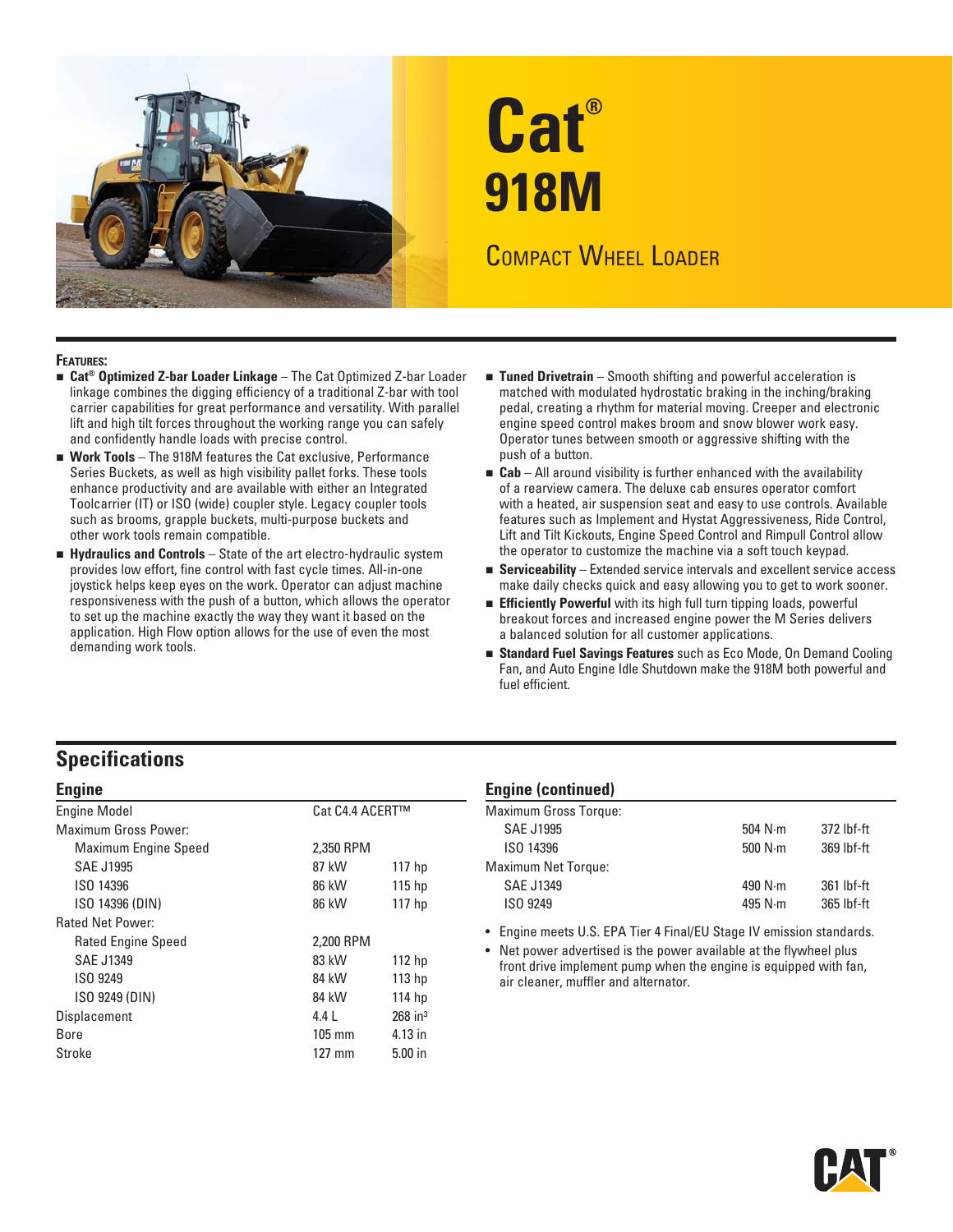# Cat® 918M

## Compact Wheel Loader

**Features:**

- **Cat® Optimized Z-bar Loader Linkage** – The Cat Optimized Z-bar Loader linkage combines the digging efficiency of a traditional Z-bar with tool carrier capabilities for great performance and versatility. With parallel lift and high tilt forces throughout the working range you can safely and confidently handle loads with precise control.
- **Work Tools** – The 918M features the Cat exclusive, Performance Series Buckets, as well as high visibility pallet forks. These tools enhance productivity and are available with either an Integrated Toolcarrier (IT) or ISO (wide) coupler style. Legacy coupler tools such as brooms, grapple buckets, multi-purpose buckets and other work tools remain compatible.
- **Hydraulics and Controls** – State of the art electro-hydraulic system provides low effort, fine control with fast cycle times. All-in-one joystick helps keep eyes on the work. Operator can adjust machine responsiveness with the push of a button, which allows the operator to set up the machine exactly the way they want it based on the application. High Flow option allows for the use of even the most demanding work tools.
- **Tuned Drivetrain** – Smooth shifting and powerful acceleration is matched with modulated hydrostatic braking in the inching/braking pedal, creating a rhythm for material moving. Creeper and electronic engine speed control makes broom and snow blower work easy. Operator tunes between smooth or aggressive shifting with the push of a button.
- **Cab** – All around visibility is further enhanced with the availability of a rearview camera. The deluxe cab ensures operator comfort with a heated, air suspension seat and easy to use controls. Available features such as Implement and Hystat Aggressiveness, Ride Control, Lift and Tilt Kickouts, Engine Speed Control and Rimpull Control allow the operator to customize the machine via a soft touch keypad.
- **Serviceability** – Extended service intervals and excellent service access make daily checks quick and easy allowing you to get to work sooner.
- **Efficiently Powerful** with its high full turn tipping loads, powerful breakout forces and increased engine power the M Series delivers a balanced solution for all customer applications.
- **Standard Fuel Savings Features** such as Eco Mode, On Demand Cooling Fan, and Auto Engine Idle Shutdown make the 918M both powerful and fuel efficient.

## Specifications

### Engine

| | | |
|---|---|---|
| Engine Model | Cat C4.4 ACERT™ | |
| Maximum Gross Power: | | |
| Maximum Engine Speed | 2,350 RPM | |
| SAE J1995 | 87 kW | 117 hp |
| ISO 14396 | 86 kW | 115 hp |
| ISO 14396 (DIN) | 86 kW | 117 hp |
| Rated Net Power: | | |
| Rated Engine Speed | 2,200 RPM | |
| SAE J1349 | 83 kW | 112 hp |
| ISO 9249 | 84 kW | 113 hp |
| ISO 9249 (DIN) | 84 kW | 114 hp |
| Displacement | 4.4 L | 268 in³ |
| Bore | 105 mm | 4.13 in |
| Stroke | 127 mm | 5.00 in |

### Engine (continued)

| | | |
|---|---|---|
| Maximum Gross Torque: | | |
| SAE J1995 | 504 N·m | 372 lbf-ft |
| ISO 14396 | 500 N·m | 369 lbf-ft |
| Maximum Net Torque: | | |
| SAE J1349 | 490 N·m | 361 lbf-ft |
| ISO 9249 | 495 N·m | 365 lbf-ft |

- Engine meets U.S. EPA Tier 4 Final/EU Stage IV emission standards.
- Net power advertised is the power available at the flywheel plus front drive implement pump when the engine is equipped with fan, air cleaner, muffler and alternator.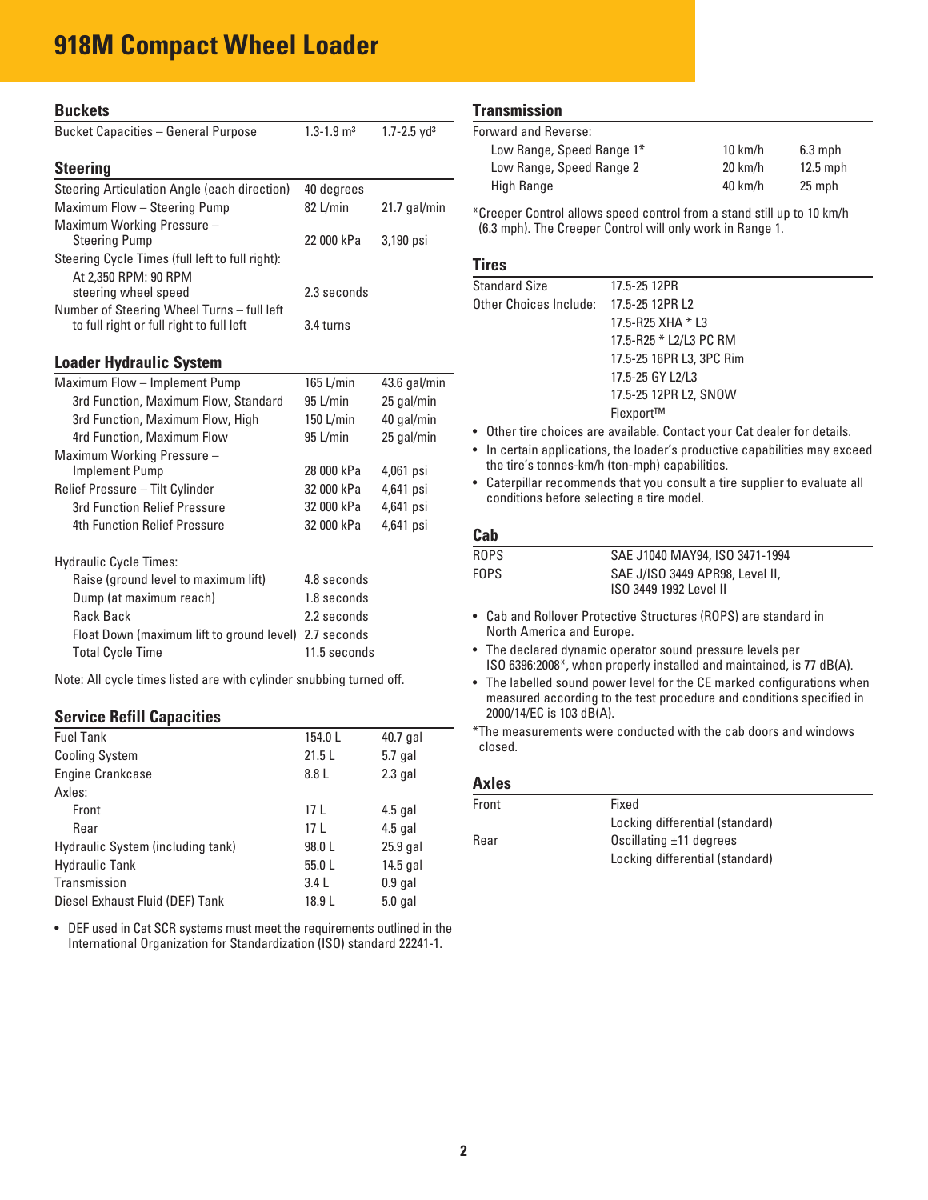# 918M Compact Wheel Loader

## Buckets

| | | |
|---|---|---|
| Bucket Capacities – General Purpose | 1.3-1.9 m³ | 1.7-2.5 yd³ |

## Steering

| | | |
|---|---|---|
| Steering Articulation Angle (each direction) | 40 degrees | |
| Maximum Flow – Steering Pump | 82 L/min | 21.7 gal/min |
| Maximum Working Pressure – Steering Pump | 22 000 kPa | 3,190 psi |
| Steering Cycle Times (full left to full right): | | |
| At 2,350 RPM: 90 RPM steering wheel speed | 2.3 seconds | |
| Number of Steering Wheel Turns – full left to full right or full right to full left | 3.4 turns | |

## Loader Hydraulic System

| | | |
|---|---|---|
| Maximum Flow – Implement Pump | 165 L/min | 43.6 gal/min |
| 3rd Function, Maximum Flow, Standard | 95 L/min | 25 gal/min |
| 3rd Function, Maximum Flow, High | 150 L/min | 40 gal/min |
| 4rd Function, Maximum Flow | 95 L/min | 25 gal/min |
| Maximum Working Pressure – Implement Pump | 28 000 kPa | 4,061 psi |
| Relief Pressure – Tilt Cylinder | 32 000 kPa | 4,641 psi |
| 3rd Function Relief Pressure | 32 000 kPa | 4,641 psi |
| 4th Function Relief Pressure | 32 000 kPa | 4,641 psi |

| Hydraulic Cycle Times: | |
|---|---|
| Raise (ground level to maximum lift) | 4.8 seconds |
| Dump (at maximum reach) | 1.8 seconds |
| Rack Back | 2.2 seconds |
| Float Down (maximum lift to ground level) | 2.7 seconds |
| Total Cycle Time | 11.5 seconds |

Note: All cycle times listed are with cylinder snubbing turned off.

## Service Refill Capacities

| | | |
|---|---|---|
| Fuel Tank | 154.0 L | 40.7 gal |
| Cooling System | 21.5 L | 5.7 gal |
| Engine Crankcase | 8.8 L | 2.3 gal |
| Axles: | | |
| Front | 17 L | 4.5 gal |
| Rear | 17 L | 4.5 gal |
| Hydraulic System (including tank) | 98.0 L | 25.9 gal |
| Hydraulic Tank | 55.0 L | 14.5 gal |
| Transmission | 3.4 L | 0.9 gal |
| Diesel Exhaust Fluid (DEF) Tank | 18.9 L | 5.0 gal |

- DEF used in Cat SCR systems must meet the requirements outlined in the International Organization for Standardization (ISO) standard 22241-1.

## Transmission

| Forward and Reverse: | | |
|---|---|---|
| Low Range, Speed Range 1* | 10 km/h | 6.3 mph |
| Low Range, Speed Range 2 | 20 km/h | 12.5 mph |
| High Range | 40 km/h | 25 mph |

*Creeper Control allows speed control from a stand still up to 10 km/h (6.3 mph). The Creeper Control will only work in Range 1.

## Tires

| | |
|---|---|
| Standard Size | 17.5-25 12PR |
| Other Choices Include: | 17.5-25 12PR L2 |
| | 17.5-R25 XHA * L3 |
| | 17.5-R25 * L2/L3 PC RM |
| | 17.5-25 16PR L3, 3PC Rim |
| | 17.5-25 GY L2/L3 |
| | 17.5-25 12PR L2, SNOW |
| | Flexport™ |

- Other tire choices are available. Contact your Cat dealer for details.
- In certain applications, the loader's productive capabilities may exceed the tire's tonnes-km/h (ton-mph) capabilities.
- Caterpillar recommends that you consult a tire supplier to evaluate all conditions before selecting a tire model.

## Cab

| | |
|---|---|
| ROPS | SAE J1040 MAY94, ISO 3471-1994 |
| FOPS | SAE J/ISO 3449 APR98, Level II, ISO 3449 1992 Level II |

- Cab and Rollover Protective Structures (ROPS) are standard in North America and Europe.
- The declared dynamic operator sound pressure levels per ISO 6396:2008*, when properly installed and maintained, is 77 dB(A).
- The labelled sound power level for the CE marked configurations when measured according to the test procedure and conditions specified in 2000/14/EC is 103 dB(A).

*The measurements were conducted with the cab doors and windows closed.

## Axles

| | |
|---|---|
| Front | Fixed |
| | Locking differential (standard) |
| Rear | Oscillating ±11 degrees |
| | Locking differential (standard) |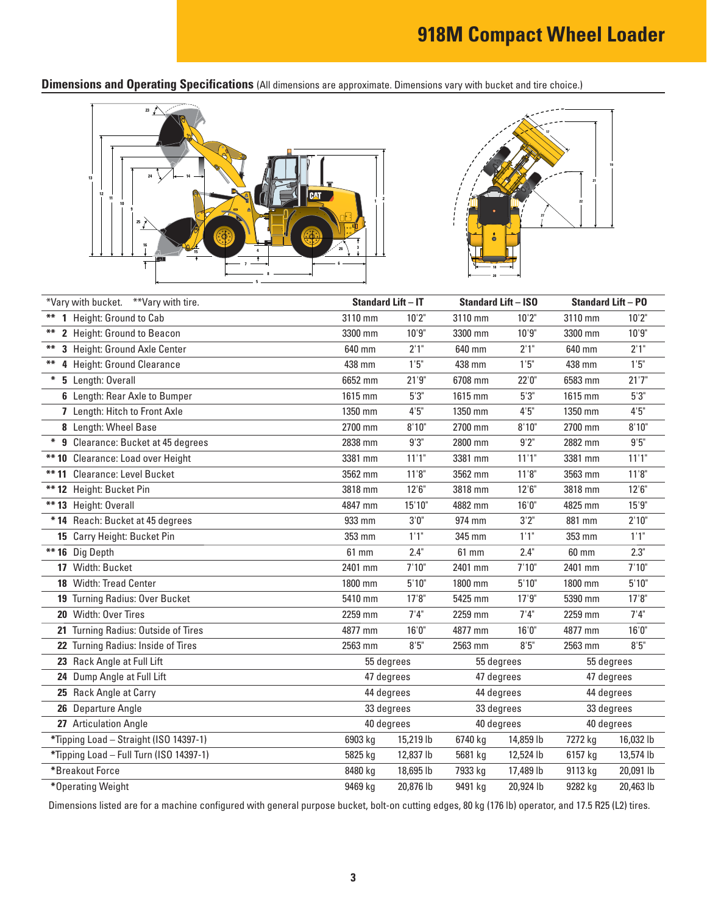# 918M Compact Wheel Loader

## Dimensions and Operating Specifications (All dimensions are approximate. Dimensions vary with bucket and tire choice.)

| *Vary with bucket. **Vary with tire. | Standard Lift – IT | | Standard Lift – ISO | | Standard Lift – PO | |
|---|---|---|---|---|---|---|
| ** 1 Height: Ground to Cab | 3110 mm | 10'2" | 3110 mm | 10'2" | 3110 mm | 10'2" |
| ** 2 Height: Ground to Beacon | 3300 mm | 10'9" | 3300 mm | 10'9" | 3300 mm | 10'9" |
| ** 3 Height: Ground Axle Center | 640 mm | 2'1" | 640 mm | 2'1" | 640 mm | 2'1" |
| ** 4 Height: Ground Clearance | 438 mm | 1'5" | 438 mm | 1'5" | 438 mm | 1'5" |
| * 5 Length: Overall | 6652 mm | 21'9" | 6708 mm | 22'0" | 6583 mm | 21'7" |
| 6 Length: Rear Axle to Bumper | 1615 mm | 5'3" | 1615 mm | 5'3" | 1615 mm | 5'3" |
| 7 Length: Hitch to Front Axle | 1350 mm | 4'5" | 1350 mm | 4'5" | 1350 mm | 4'5" |
| 8 Length: Wheel Base | 2700 mm | 8'10" | 2700 mm | 8'10" | 2700 mm | 8'10" |
| * 9 Clearance: Bucket at 45 degrees | 2838 mm | 9'3" | 2800 mm | 9'2" | 2882 mm | 9'5" |
| ** 10 Clearance: Load over Height | 3381 mm | 11'1" | 3381 mm | 11'1" | 3381 mm | 11'1" |
| ** 11 Clearance: Level Bucket | 3562 mm | 11'8" | 3562 mm | 11'8" | 3563 mm | 11'8" |
| ** 12 Height: Bucket Pin | 3818 mm | 12'6" | 3818 mm | 12'6" | 3818 mm | 12'6" |
| ** 13 Height: Overall | 4847 mm | 15'10" | 4882 mm | 16'0" | 4825 mm | 15'9" |
| * 14 Reach: Bucket at 45 degrees | 933 mm | 3'0" | 974 mm | 3'2" | 881 mm | 2'10" |
| 15 Carry Height: Bucket Pin | 353 mm | 1'1" | 345 mm | 1'1" | 353 mm | 1'1" |
| ** 16 Dig Depth | 61 mm | 2.4" | 61 mm | 2.4" | 60 mm | 2.3" |
| 17 Width: Bucket | 2401 mm | 7'10" | 2401 mm | 7'10" | 2401 mm | 7'10" |
| 18 Width: Tread Center | 1800 mm | 5'10" | 1800 mm | 5'10" | 1800 mm | 5'10" |
| 19 Turning Radius: Over Bucket | 5410 mm | 17'8" | 5425 mm | 17'9" | 5390 mm | 17'8" |
| 20 Width: Over Tires | 2259 mm | 7'4" | 2259 mm | 7'4" | 2259 mm | 7'4" |
| 21 Turning Radius: Outside of Tires | 4877 mm | 16'0" | 4877 mm | 16'0" | 4877 mm | 16'0" |
| 22 Turning Radius: Inside of Tires | 2563 mm | 8'5" | 2563 mm | 8'5" | 2563 mm | 8'5" |
| 23 Rack Angle at Full Lift | 55 degrees | | 55 degrees | | 55 degrees | |
| 24 Dump Angle at Full Lift | 47 degrees | | 47 degrees | | 47 degrees | |
| 25 Rack Angle at Carry | 44 degrees | | 44 degrees | | 44 degrees | |
| 26 Departure Angle | 33 degrees | | 33 degrees | | 33 degrees | |
| 27 Articulation Angle | 40 degrees | | 40 degrees | | 40 degrees | |
| *Tipping Load – Straight (ISO 14397-1) | 6903 kg | 15,219 lb | 6740 kg | 14,859 lb | 7272 kg | 16,032 lb |
| *Tipping Load – Full Turn (ISO 14397-1) | 5825 kg | 12,837 lb | 5681 kg | 12,524 lb | 6157 kg | 13,574 lb |
| *Breakout Force | 8480 kg | 18,695 lb | 7933 kg | 17,489 lb | 9113 kg | 20,091 lb |
| *Operating Weight | 9469 kg | 20,876 lb | 9491 kg | 20,924 lb | 9282 kg | 20,463 lb |

Dimensions listed are for a machine configured with general purpose bucket, bolt-on cutting edges, 80 kg (176 lb) operator, and 17.5 R25 (L2) tires.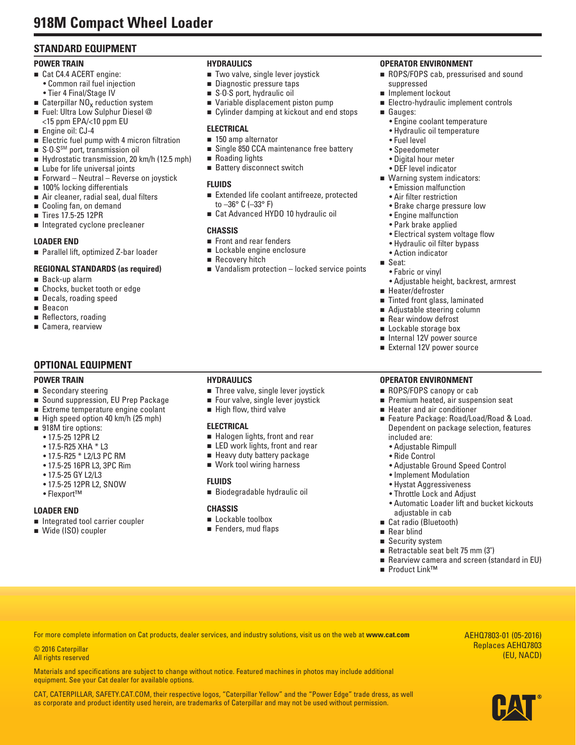# 918M Compact Wheel Loader

## STANDARD EQUIPMENT

### POWER TRAIN

- Cat C4.4 ACERT engine:
  - Common rail fuel injection
  - Tier 4 Final/Stage IV
- Caterpillar $NO_x$ reduction system
- Fuel: Ultra Low Sulphur Diesel @ <15 ppm EPA/<10 ppm EU
- Engine oil: CJ-4
- Electric fuel pump with 4 micron filtration
- S·O·S[SM] port, transmission oil
- Hydrostatic transmission, 20 km/h (12.5 mph)
- Lube for life universal joints
- Forward – Neutral – Reverse on joystick
- 100% locking differentials
- Air cleaner, radial seal, dual filters
- Cooling fan, on demand
- Tires 17.5-25 12PR
- Integrated cyclone precleaner

### LOADER END

- Parallel lift, optimized Z-bar loader

### REGIONAL STANDARDS (as required)

- Back-up alarm
- Chocks, bucket tooth or edge
- Decals, roading speed
- Beacon
- Reflectors, roading
- Camera, rearview

### HYDRAULICS

- Two valve, single lever joystick
- Diagnostic pressure taps
- S·O·S port, hydraulic oil
- Variable displacement piston pump
- Cylinder damping at kickout and end stops

### ELECTRICAL

- 150 amp alternator
- Single 850 CCA maintenance free battery
- Roading lights
- Battery disconnect switch

### FLUIDS

- Extended life coolant antifreeze, protected to –36° C (–33° F)
- Cat Advanced HYDO 10 hydraulic oil

### CHASSIS

- Front and rear fenders
- Lockable engine enclosure
- Recovery hitch
- Vandalism protection – locked service points

### OPERATOR ENVIRONMENT

- ROPS/FOPS cab, pressurised and sound suppressed
- Implement lockout
- Electro-hydraulic implement controls
- Gauges:
  - Engine coolant temperature
  - Hydraulic oil temperature
  - Fuel level
  - Speedometer
  - Digital hour meter
  - DEF level indicator
- Warning system indicators:
  - Emission malfunction
  - Air filter restriction
  - Brake charge pressure low
  - Engine malfunction
  - Park brake applied
  - Electrical system voltage flow
  - Hydraulic oil filter bypass
  - Action indicator
- Seat:
  - Fabric or vinyl
  - Adjustable height, backrest, armrest
- Heater/defroster
- Tinted front glass, laminated
- Adjustable steering column
- Rear window defrost
- Lockable storage box
- Internal 12V power source
- External 12V power source

## OPTIONAL EQUIPMENT

### POWER TRAIN

- Secondary steering
- Sound suppression, EU Prep Package
- Extreme temperature engine coolant
- High speed option 40 km/h (25 mph)
- 918M tire options:
  - 17.5-25 12PR L2
  - 17.5-R25 XHA * L3
  - 17.5-R25 * L2/L3 PC RM
  - 17.5-25 16PR L3, 3PC Rim
  - 17.5-25 GY L2/L3
  - 17.5-25 12PR L2, SNOW
  - Flexport™

### LOADER END

- Integrated tool carrier coupler
- Wide (ISO) coupler

### HYDRAULICS

- Three valve, single lever joystick
- Four valve, single lever joystick
- High flow, third valve

### ELECTRICAL

- Halogen lights, front and rear
- LED work lights, front and rear
- Heavy duty battery package
- Work tool wiring harness

### FLUIDS

- Biodegradable hydraulic oil

### CHASSIS

- Lockable toolbox
- Fenders, mud flaps

### OPERATOR ENVIRONMENT

- ROPS/FOPS canopy or cab
- Premium heated, air suspension seat
- Heater and air conditioner
- Feature Package: Road/Load/Road & Load. Dependent on package selection, features included are:
  - Adjustable Rimpull
  - Ride Control
  - Adjustable Ground Speed Control
  - Implement Modulation
  - Hystat Aggressiveness
  - Throttle Lock and Adjust
  - Automatic Loader lift and bucket kickouts adjustable in cab
- Cat radio (Bluetooth)
- Rear blind
- Security system
- Retractable seat belt 75 mm (3")
- Rearview camera and screen (standard in EU)
- Product Link™

For more complete information on Cat products, dealer services, and industry solutions, visit us on the web at **www.cat.com**

© 2016 Caterpillar
All rights reserved

AEHQ7803-01 (05-2016)
Replaces AEHQ7803
(EU, NACD)

Materials and specifications are subject to change without notice. Featured machines in photos may include additional equipment. See your Cat dealer for available options.

CAT, CATERPILLAR, SAFETY.CAT.COM, their respective logos, "Caterpillar Yellow" and the "Power Edge" trade dress, as well as corporate and product identity used herein, are trademarks of Caterpillar and may not be used without permission.